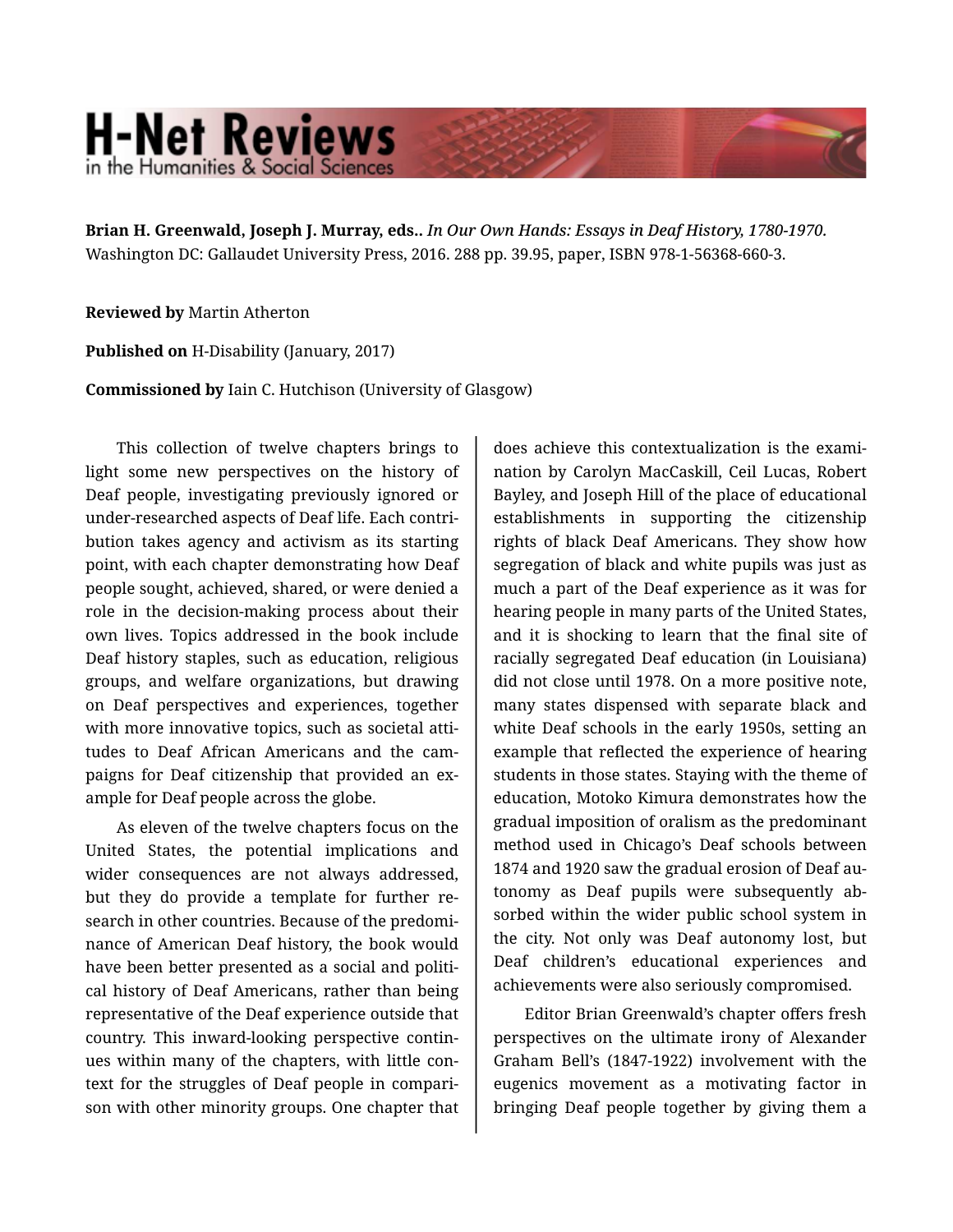**Brian H. Greenwald, Joseph J. Murray, eds..** *In Our Own Hands: Essays in Deaf History, 1780-1970.* Washington DC: Gallaudet University Press, 2016. 288 pp. 39.95, paper, ISBN 978-1-56368-660-3.

**Reviewed by** Martin Atherton

**Published on** H-Disability (January, 2017)

**Commissioned by** Iain C. Hutchison (University of Glasgow)

This collection of twelve chapters brings to light some new perspectives on the history of Deaf people, investigating previously ignored or under-researched aspects of Deaf life. Each contribution takes agency and activism as its starting point, with each chapter demonstrating how Deaf people sought, achieved, shared, or were denied a role in the decision-making process about their own lives. Topics addressed in the book include Deaf history staples, such as education, religious groups, and welfare organizations, but drawing on Deaf perspectives and experiences, together with more innovative topics, such as societal attitudes to Deaf African Americans and the campaigns for Deaf citizenship that provided an example for Deaf people across the globe.

As eleven of the twelve chapters focus on the United States, the potential implications and wider consequences are not always addressed, but they do provide a template for further research in other countries. Because of the predominance of American Deaf history, the book would have been better presented as a social and political history of Deaf Americans, rather than being representative of the Deaf experience outside that country. This inward-looking perspective continues within many of the chapters, with little context for the struggles of Deaf people in comparison with other minority groups. One chapter that does achieve this contextualization is the examination by Carolyn MacCaskill, Ceil Lucas, Robert Bayley, and Joseph Hill of the place of educational establishments in supporting the citizenship rights of black Deaf Americans. They show how segregation of black and white pupils was just as much a part of the Deaf experience as it was for hearing people in many parts of the United States, and it is shocking to learn that the final site of racially segregated Deaf education (in Louisiana) did not close until 1978. On a more positive note, many states dispensed with separate black and white Deaf schools in the early 1950s, setting an example that reflected the experience of hearing students in those states. Staying with the theme of education, Motoko Kimura demonstrates how the gradual imposition of oralism as the predominant method used in Chicago's Deaf schools between 1874 and 1920 saw the gradual erosion of Deaf autonomy as Deaf pupils were subsequently absorbed within the wider public school system in the city. Not only was Deaf autonomy lost, but Deaf children's educational experiences and achievements were also seriously compromised.

Editor Brian Greenwald's chapter offers fresh perspectives on the ultimate irony of Alexander Graham Bell's (1847-1922) involvement with the eugenics movement as a motivating factor in bringing Deaf people together by giving them a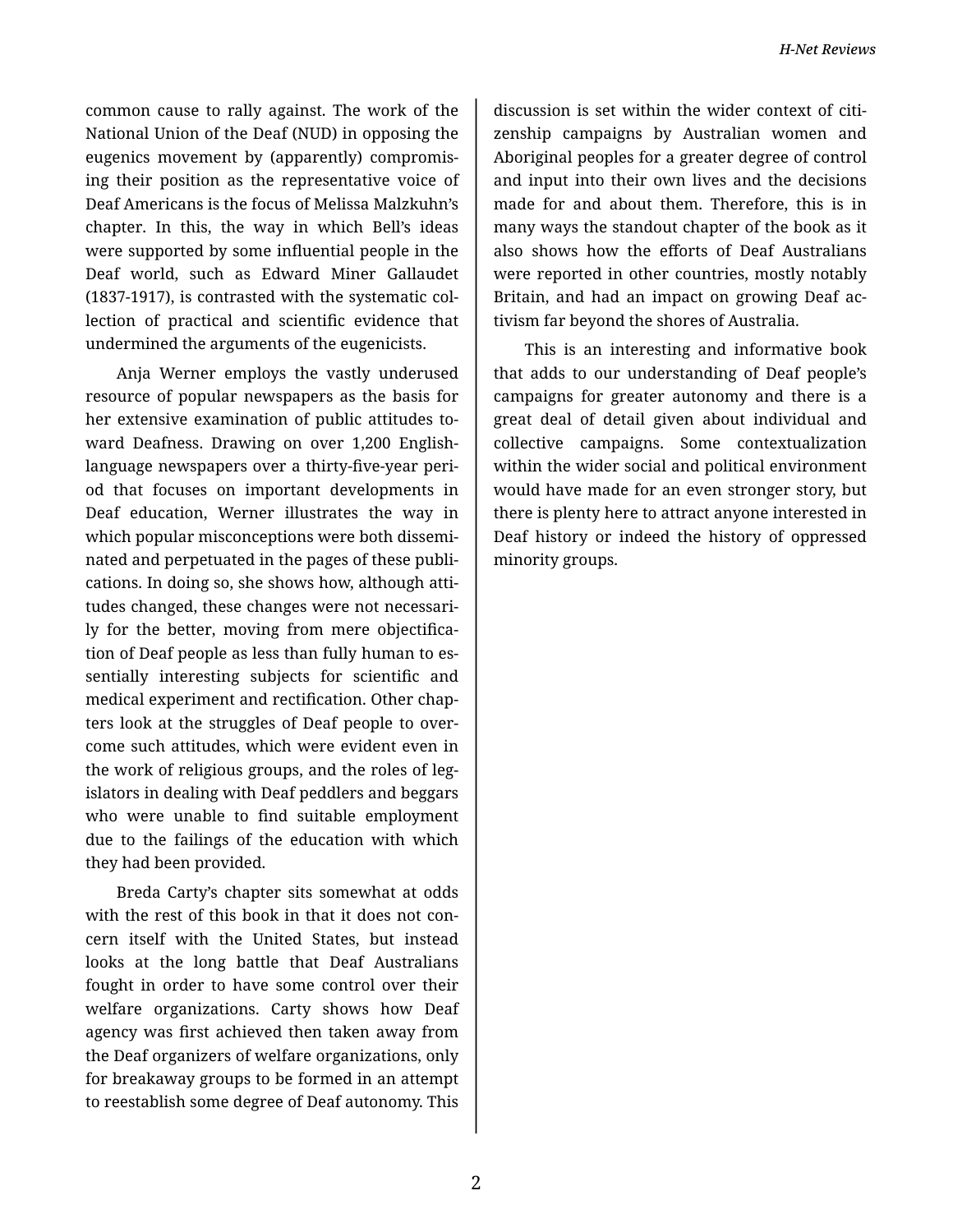common cause to rally against. The work of the National Union of the Deaf (NUD) in opposing the eugenics movement by (apparently) compromising their position as the representative voice of Deaf Americans is the focus of Melissa Malzkuhn's chapter. In this, the way in which Bell's ideas were supported by some influential people in the Deaf world, such as Edward Miner Gallaudet (1837-1917), is contrasted with the systematic collection of practical and scientific evidence that undermined the arguments of the eugenicists.

Anja Werner employs the vastly underused resource of popular newspapers as the basis for her extensive examination of public attitudes toward Deafness. Drawing on over 1,200 English-language newspapers over a thirty-five-year period that focuses on important developments in Deaf education, Werner illustrates the way in which popular misconceptions were both disseminated and perpetuated in the pages of these publications. In doing so, she shows how, although attitudes changed, these changes were not necessarily for the better, moving from mere objectification of Deaf people as less than fully human to essentially interesting subjects for scientific and medical experiment and rectification. Other chapters look at the struggles of Deaf people to overcome such attitudes, which were evident even in the work of religious groups, and the roles of legislators in dealing with Deaf peddlers and beggars who were unable to find suitable employment due to the failings of the education with which they had been provided.

Breda Carty's chapter sits somewhat at odds with the rest of this book in that it does not concern itself with the United States, but instead looks at the long battle that Deaf Australians fought in order to have some control over their welfare organizations. Carty shows how Deaf agency was first achieved then taken away from the Deaf organizers of welfare organizations, only for breakaway groups to be formed in an attempt to reestablish some degree of Deaf autonomy. This discussion is set within the wider context of citizenship campaigns by Australian women and Aboriginal peoples for a greater degree of control and input into their own lives and the decisions made for and about them. Therefore, this is in many ways the standout chapter of the book as it also shows how the efforts of Deaf Australians were reported in other countries, mostly notably Britain, and had an impact on growing Deaf activism far beyond the shores of Australia.

This is an interesting and informative book that adds to our understanding of Deaf people's campaigns for greater autonomy and there is a great deal of detail given about individual and collective campaigns. Some contextualization within the wider social and political environment would have made for an even stronger story, but there is plenty here to attract anyone interested in Deaf history or indeed the history of oppressed minority groups.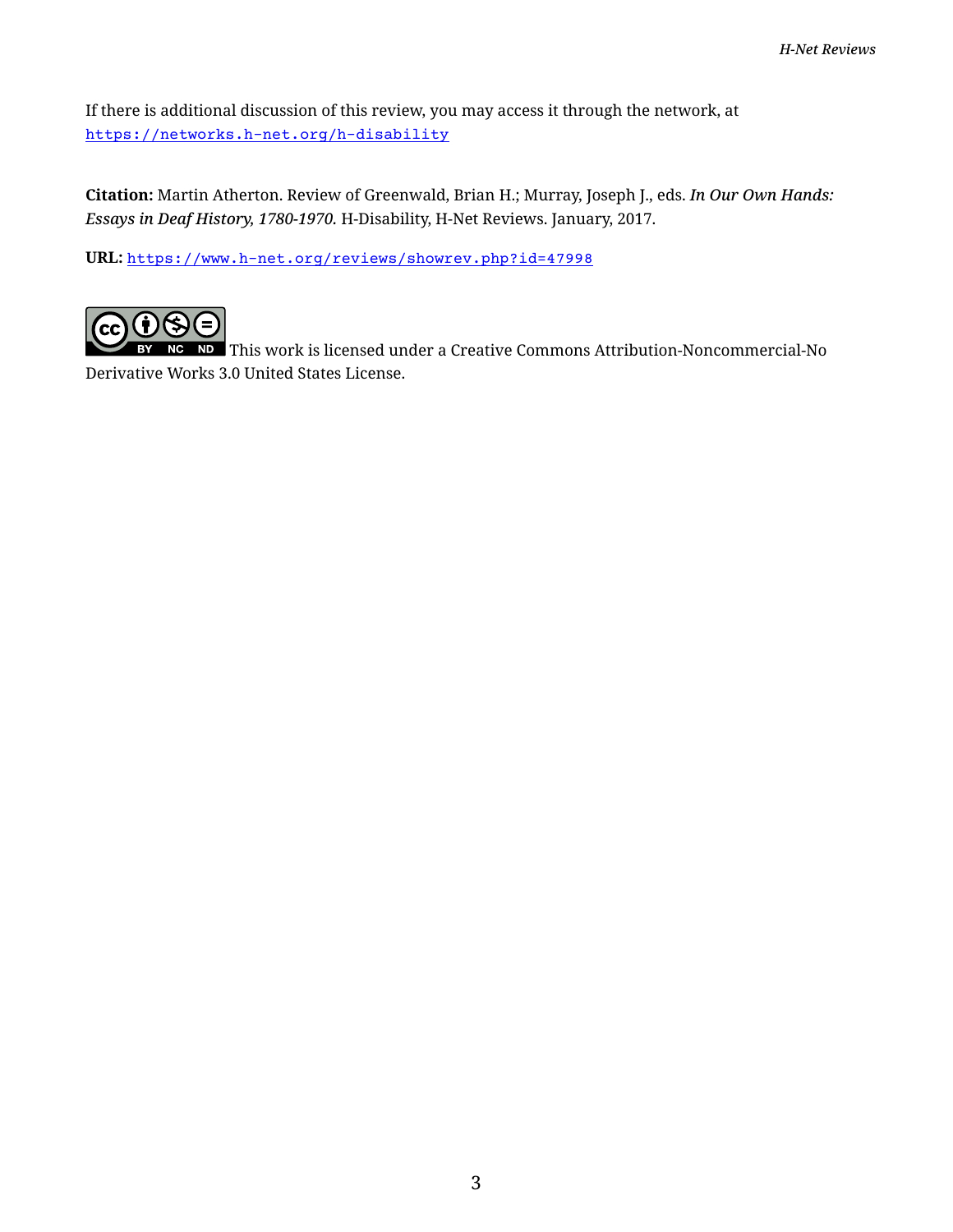If there is additional discussion of this review, you may access it through the network, at https://networks.h-net.org/h-disability

**Citation:** Martin Atherton. Review of Greenwald, Brian H.; Murray, Joseph J., eds. ***In Our Own Hands: Essays in Deaf History, 1780-1970.*** H-Disability, H-Net Reviews. January, 2017.

**URL:** https://www.h-net.org/reviews/showrev.php?id=47998

This work is licensed under a Creative Commons Attribution-Noncommercial-No Derivative Works 3.0 United States License.